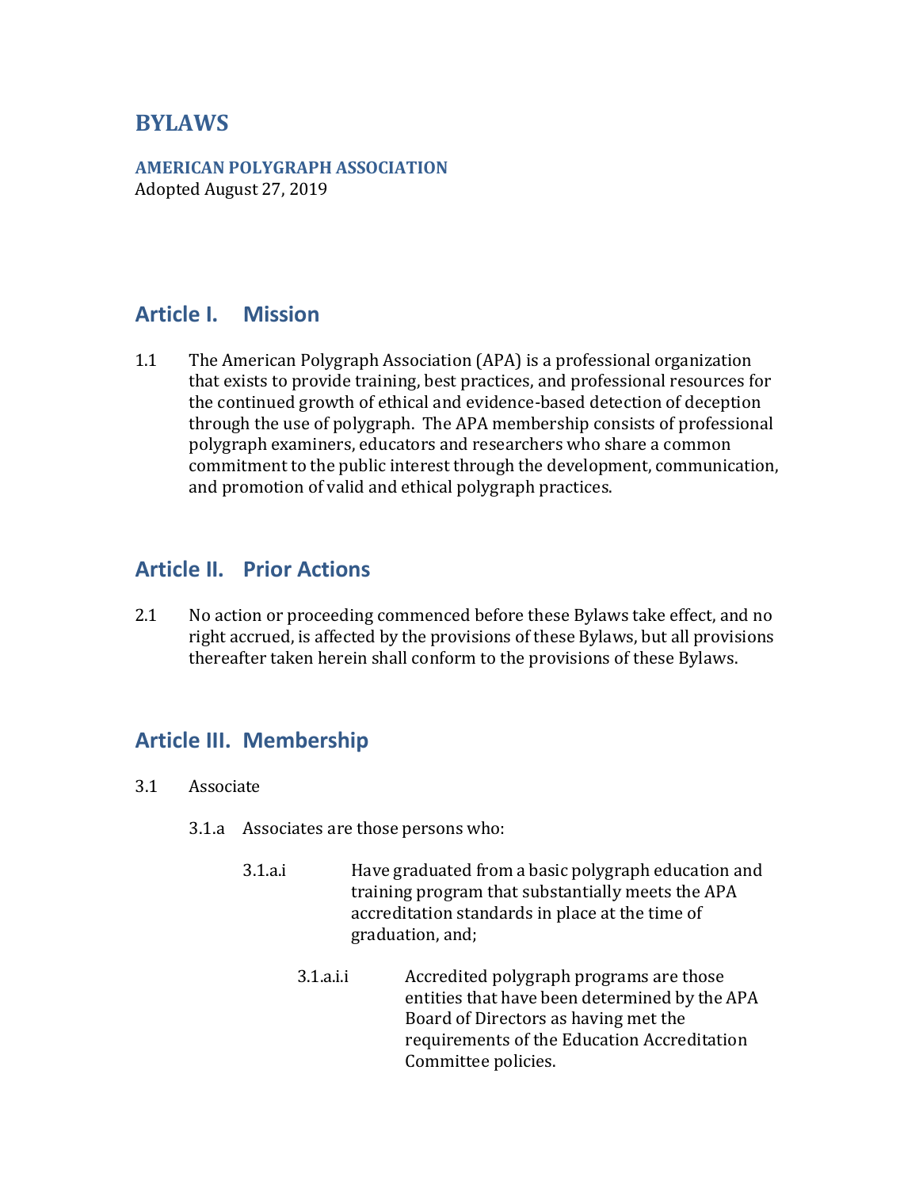# BYLAWS

**AMERICAN POLYGRAPH ASSOCIATION**
Adopted August 27, 2019

## Article I. Mission

1.1 The American Polygraph Association (APA) is a professional organization that exists to provide training, best practices, and professional resources for the continued growth of ethical and evidence-based detection of deception through the use of polygraph. The APA membership consists of professional polygraph examiners, educators and researchers who share a common commitment to the public interest through the development, communication, and promotion of valid and ethical polygraph practices.

## Article II. Prior Actions

2.1 No action or proceeding commenced before these Bylaws take effect, and no right accrued, is affected by the provisions of these Bylaws, but all provisions thereafter taken herein shall conform to the provisions of these Bylaws.

## Article III. Membership

3.1 Associate

3.1.a Associates are those persons who:

3.1.a.i Have graduated from a basic polygraph education and training program that substantially meets the APA accreditation standards in place at the time of graduation, and;

3.1.a.i.i Accredited polygraph programs are those entities that have been determined by the APA Board of Directors as having met the requirements of the Education Accreditation Committee policies.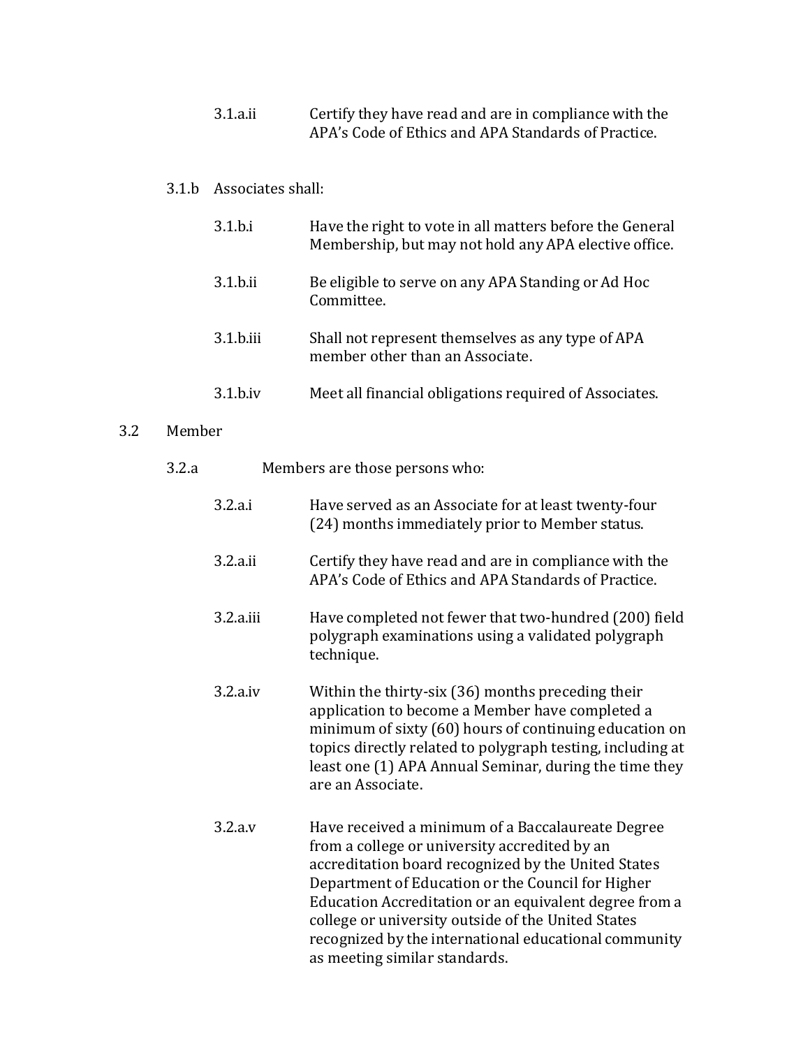3.1.a.ii Certify they have read and are in compliance with the APA's Code of Ethics and APA Standards of Practice.

3.1.b Associates shall:

3.1.b.i Have the right to vote in all matters before the General Membership, but may not hold any APA elective office.

3.1.b.ii Be eligible to serve on any APA Standing or Ad Hoc Committee.

3.1.b.iii Shall not represent themselves as any type of APA member other than an Associate.

3.1.b.iv Meet all financial obligations required of Associates.

3.2 Member

3.2.a Members are those persons who:

3.2.a.i Have served as an Associate for at least twenty-four (24) months immediately prior to Member status.

3.2.a.ii Certify they have read and are in compliance with the APA's Code of Ethics and APA Standards of Practice.

3.2.a.iii Have completed not fewer that two-hundred (200) field polygraph examinations using a validated polygraph technique.

3.2.a.iv Within the thirty-six (36) months preceding their application to become a Member have completed a minimum of sixty (60) hours of continuing education on topics directly related to polygraph testing, including at least one (1) APA Annual Seminar, during the time they are an Associate.

3.2.a.v Have received a minimum of a Baccalaureate Degree from a college or university accredited by an accreditation board recognized by the United States Department of Education or the Council for Higher Education Accreditation or an equivalent degree from a college or university outside of the United States recognized by the international educational community as meeting similar standards.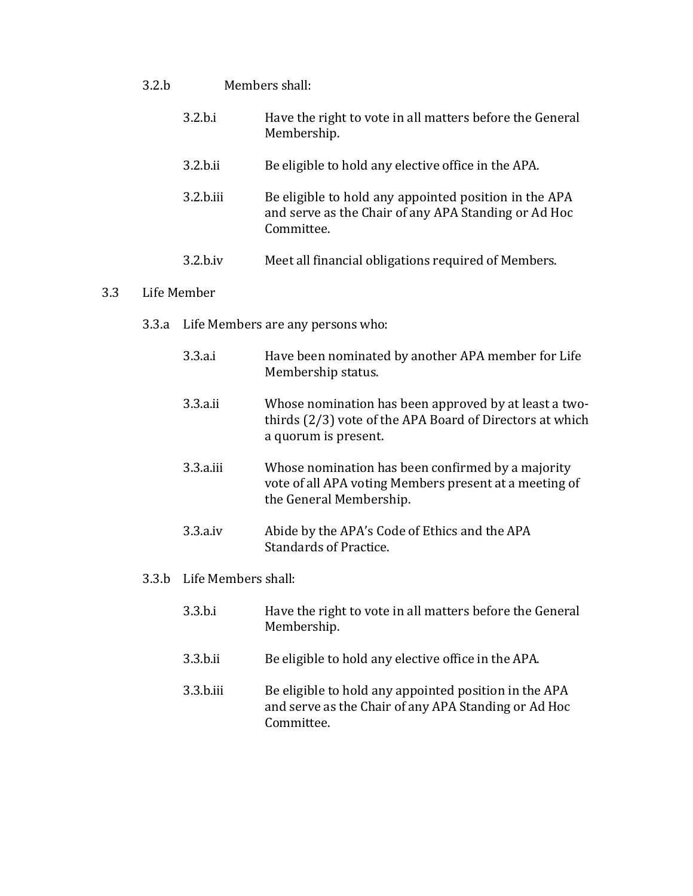3.2.b Members shall:

- 3.2.b.i Have the right to vote in all matters before the General Membership.
- 3.2.b.ii Be eligible to hold any elective office in the APA.
- 3.2.b.iii Be eligible to hold any appointed position in the APA and serve as the Chair of any APA Standing or Ad Hoc Committee.
- 3.2.b.iv Meet all financial obligations required of Members.

3.3 Life Member

3.3.a Life Members are any persons who:

- 3.3.a.i Have been nominated by another APA member for Life Membership status.
- 3.3.a.ii Whose nomination has been approved by at least a two-thirds (2/3) vote of the APA Board of Directors at which a quorum is present.
- 3.3.a.iii Whose nomination has been confirmed by a majority vote of all APA voting Members present at a meeting of the General Membership.
- 3.3.a.iv Abide by the APA's Code of Ethics and the APA Standards of Practice.

3.3.b Life Members shall:

- 3.3.b.i Have the right to vote in all matters before the General Membership.
- 3.3.b.ii Be eligible to hold any elective office in the APA.
- 3.3.b.iii Be eligible to hold any appointed position in the APA and serve as the Chair of any APA Standing or Ad Hoc Committee.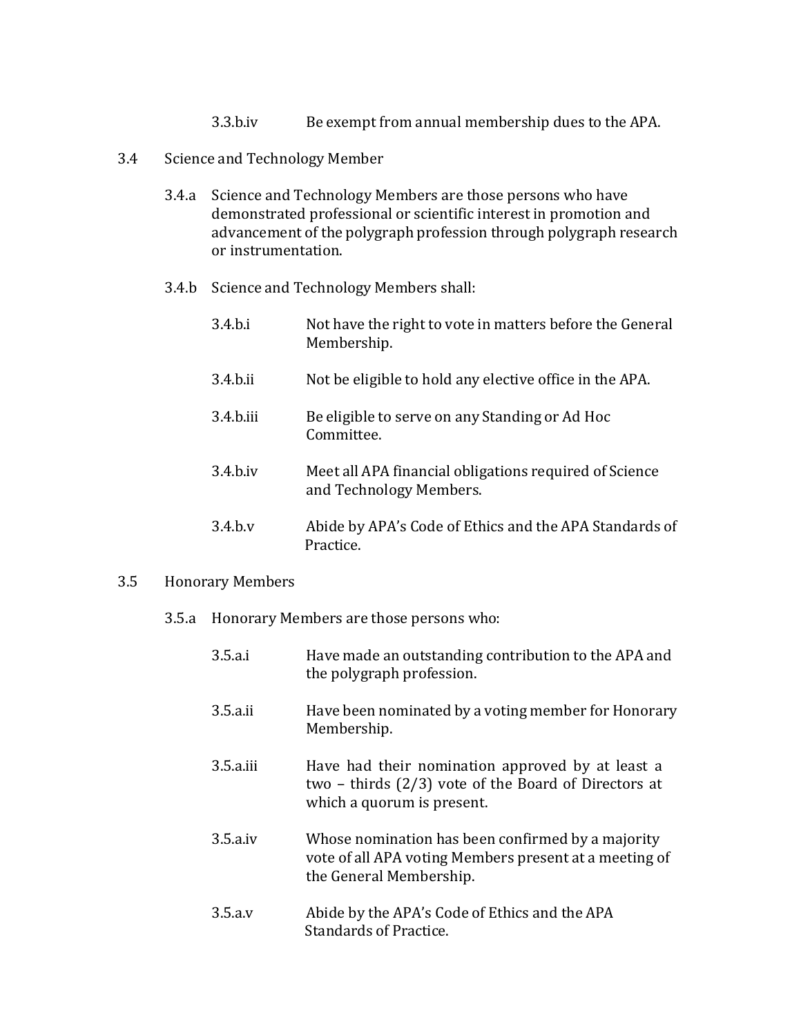3.3.b.iv Be exempt from annual membership dues to the APA.

3.4 Science and Technology Member

3.4.a Science and Technology Members are those persons who have demonstrated professional or scientific interest in promotion and advancement of the polygraph profession through polygraph research or instrumentation.

3.4.b Science and Technology Members shall:

3.4.b.i Not have the right to vote in matters before the General Membership.

3.4.b.ii Not be eligible to hold any elective office in the APA.

3.4.b.iii Be eligible to serve on any Standing or Ad Hoc Committee.

3.4.b.iv Meet all APA financial obligations required of Science and Technology Members.

3.4.b.v Abide by APA's Code of Ethics and the APA Standards of Practice.

3.5 Honorary Members

3.5.a Honorary Members are those persons who:

3.5.a.i Have made an outstanding contribution to the APA and the polygraph profession.

3.5.a.ii Have been nominated by a voting member for Honorary Membership.

3.5.a.iii Have had their nomination approved by at least a two – thirds (2/3) vote of the Board of Directors at which a quorum is present.

3.5.a.iv Whose nomination has been confirmed by a majority vote of all APA voting Members present at a meeting of the General Membership.

3.5.a.v Abide by the APA's Code of Ethics and the APA Standards of Practice.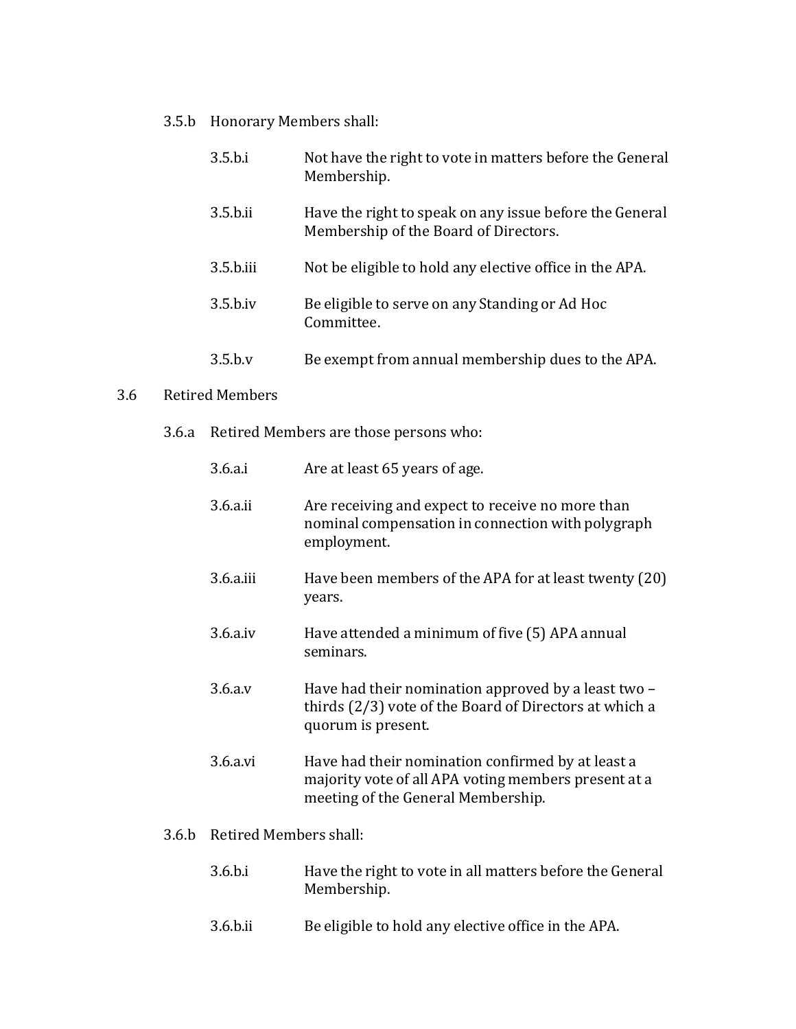3.5.b Honorary Members shall:

3.5.b.i Not have the right to vote in matters before the General Membership.

3.5.b.ii Have the right to speak on any issue before the General Membership of the Board of Directors.

3.5.b.iii Not be eligible to hold any elective office in the APA.

3.5.b.iv Be eligible to serve on any Standing or Ad Hoc Committee.

3.5.b.v Be exempt from annual membership dues to the APA.

3.6 Retired Members

3.6.a Retired Members are those persons who:

3.6.a.i Are at least 65 years of age.

3.6.a.ii Are receiving and expect to receive no more than nominal compensation in connection with polygraph employment.

3.6.a.iii Have been members of the APA for at least twenty (20) years.

3.6.a.iv Have attended a minimum of five (5) APA annual seminars.

3.6.a.v Have had their nomination approved by a least two – thirds (2/3) vote of the Board of Directors at which a quorum is present.

3.6.a.vi Have had their nomination confirmed by at least a majority vote of all APA voting members present at a meeting of the General Membership.

3.6.b Retired Members shall:

3.6.b.i Have the right to vote in all matters before the General Membership.

3.6.b.ii Be eligible to hold any elective office in the APA.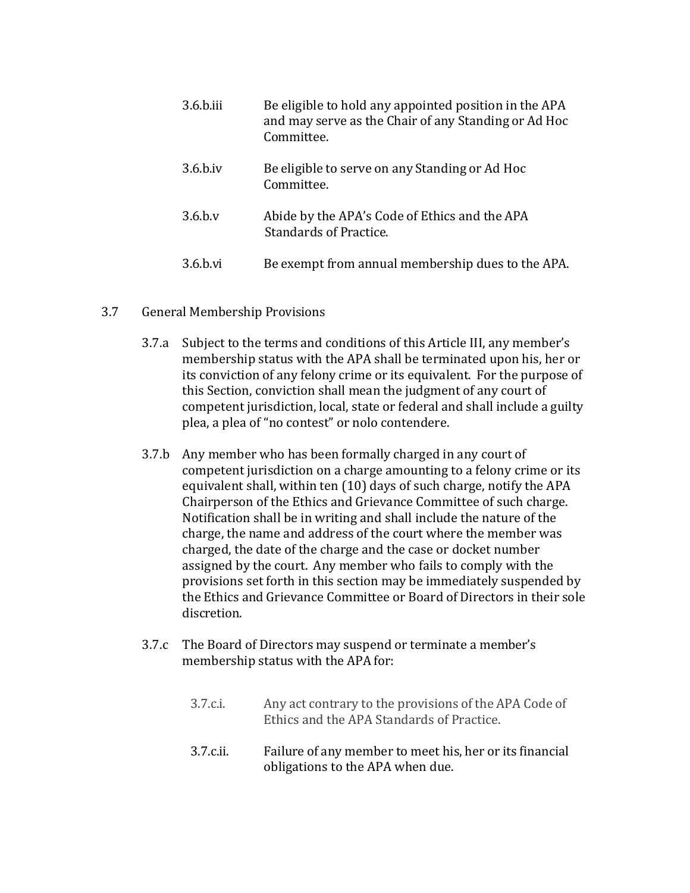3.6.b.iii Be eligible to hold any appointed position in the APA and may serve as the Chair of any Standing or Ad Hoc Committee.

3.6.b.iv Be eligible to serve on any Standing or Ad Hoc Committee.

3.6.b.v Abide by the APA's Code of Ethics and the APA Standards of Practice.

3.6.b.vi Be exempt from annual membership dues to the APA.

3.7 General Membership Provisions

3.7.a Subject to the terms and conditions of this Article III, any member's membership status with the APA shall be terminated upon his, her or its conviction of any felony crime or its equivalent. For the purpose of this Section, conviction shall mean the judgment of any court of competent jurisdiction, local, state or federal and shall include a guilty plea, a plea of "no contest" or nolo contendere.

3.7.b Any member who has been formally charged in any court of competent jurisdiction on a charge amounting to a felony crime or its equivalent shall, within ten (10) days of such charge, notify the APA Chairperson of the Ethics and Grievance Committee of such charge. Notification shall be in writing and shall include the nature of the charge, the name and address of the court where the member was charged, the date of the charge and the case or docket number assigned by the court. Any member who fails to comply with the provisions set forth in this section may be immediately suspended by the Ethics and Grievance Committee or Board of Directors in their sole discretion.

3.7.c The Board of Directors may suspend or terminate a member's membership status with the APA for:

3.7.c.i. Any act contrary to the provisions of the APA Code of Ethics and the APA Standards of Practice.

3.7.c.ii. Failure of any member to meet his, her or its financial obligations to the APA when due.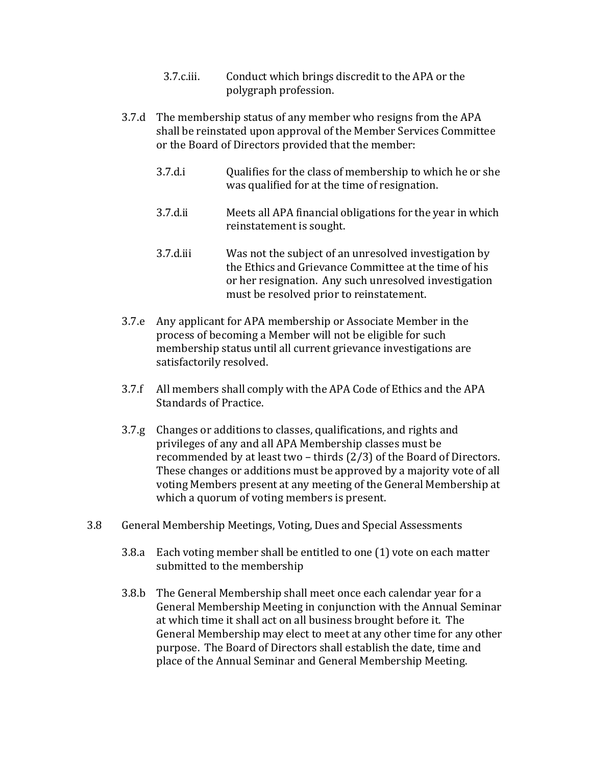3.7.c.iii. Conduct which brings discredit to the APA or the polygraph profession.

3.7.d The membership status of any member who resigns from the APA shall be reinstated upon approval of the Member Services Committee or the Board of Directors provided that the member:

3.7.d.i Qualifies for the class of membership to which he or she was qualified for at the time of resignation.

3.7.d.ii Meets all APA financial obligations for the year in which reinstatement is sought.

3.7.d.iii Was not the subject of an unresolved investigation by the Ethics and Grievance Committee at the time of his or her resignation. Any such unresolved investigation must be resolved prior to reinstatement.

3.7.e Any applicant for APA membership or Associate Member in the process of becoming a Member will not be eligible for such membership status until all current grievance investigations are satisfactorily resolved.

3.7.f All members shall comply with the APA Code of Ethics and the APA Standards of Practice.

3.7.g Changes or additions to classes, qualifications, and rights and privileges of any and all APA Membership classes must be recommended by at least two – thirds (2/3) of the Board of Directors. These changes or additions must be approved by a majority vote of all voting Members present at any meeting of the General Membership at which a quorum of voting members is present.

3.8 General Membership Meetings, Voting, Dues and Special Assessments

3.8.a Each voting member shall be entitled to one (1) vote on each matter submitted to the membership

3.8.b The General Membership shall meet once each calendar year for a General Membership Meeting in conjunction with the Annual Seminar at which time it shall act on all business brought before it. The General Membership may elect to meet at any other time for any other purpose. The Board of Directors shall establish the date, time and place of the Annual Seminar and General Membership Meeting.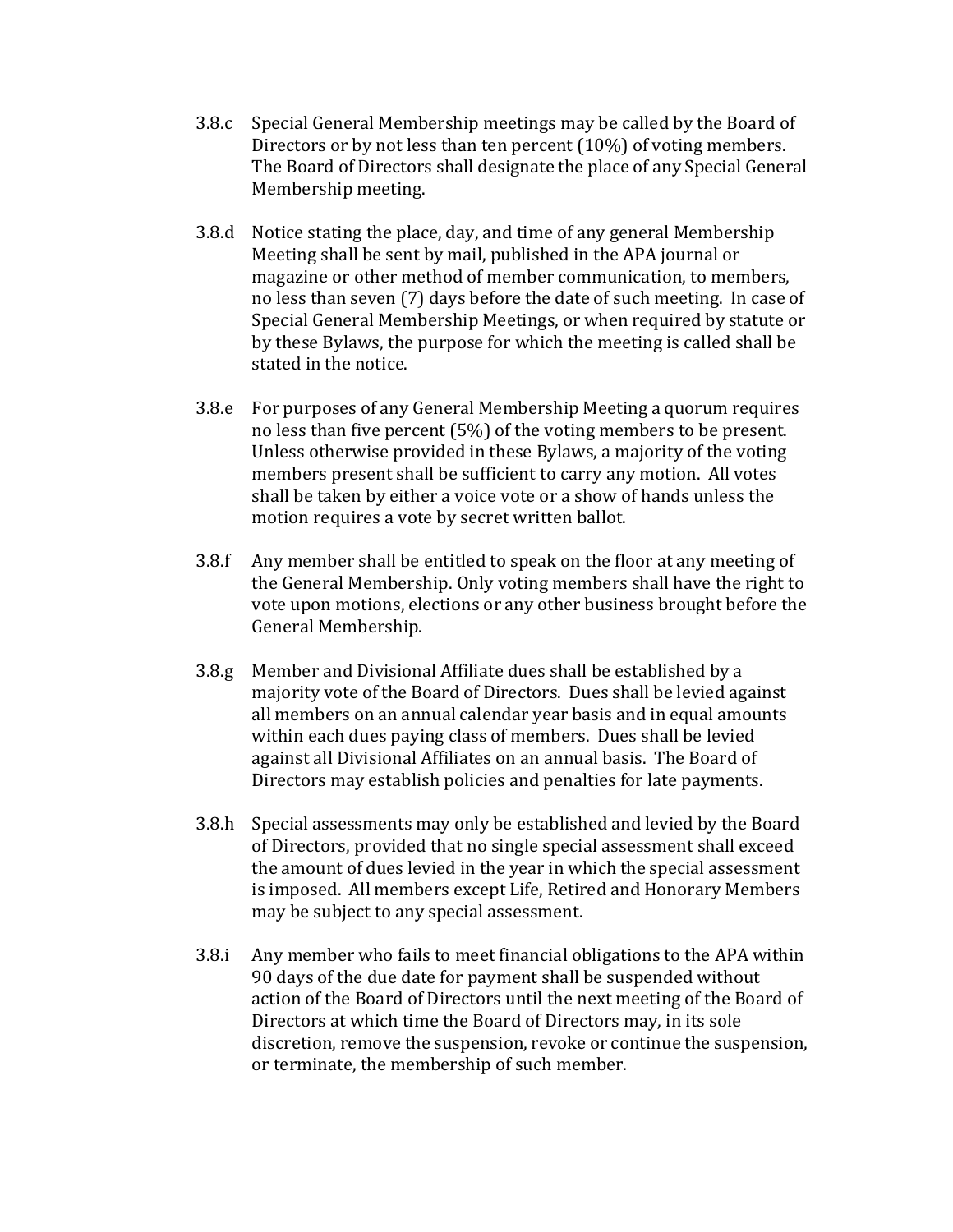3.8.c Special General Membership meetings may be called by the Board of Directors or by not less than ten percent (10%) of voting members. The Board of Directors shall designate the place of any Special General Membership meeting.

3.8.d Notice stating the place, day, and time of any general Membership Meeting shall be sent by mail, published in the APA journal or magazine or other method of member communication, to members, no less than seven (7) days before the date of such meeting. In case of Special General Membership Meetings, or when required by statute or by these Bylaws, the purpose for which the meeting is called shall be stated in the notice.

3.8.e For purposes of any General Membership Meeting a quorum requires no less than five percent (5%) of the voting members to be present. Unless otherwise provided in these Bylaws, a majority of the voting members present shall be sufficient to carry any motion. All votes shall be taken by either a voice vote or a show of hands unless the motion requires a vote by secret written ballot.

3.8.f Any member shall be entitled to speak on the floor at any meeting of the General Membership. Only voting members shall have the right to vote upon motions, elections or any other business brought before the General Membership.

3.8.g Member and Divisional Affiliate dues shall be established by a majority vote of the Board of Directors. Dues shall be levied against all members on an annual calendar year basis and in equal amounts within each dues paying class of members. Dues shall be levied against all Divisional Affiliates on an annual basis. The Board of Directors may establish policies and penalties for late payments.

3.8.h Special assessments may only be established and levied by the Board of Directors, provided that no single special assessment shall exceed the amount of dues levied in the year in which the special assessment is imposed. All members except Life, Retired and Honorary Members may be subject to any special assessment.

3.8.i Any member who fails to meet financial obligations to the APA within 90 days of the due date for payment shall be suspended without action of the Board of Directors until the next meeting of the Board of Directors at which time the Board of Directors may, in its sole discretion, remove the suspension, revoke or continue the suspension, or terminate, the membership of such member.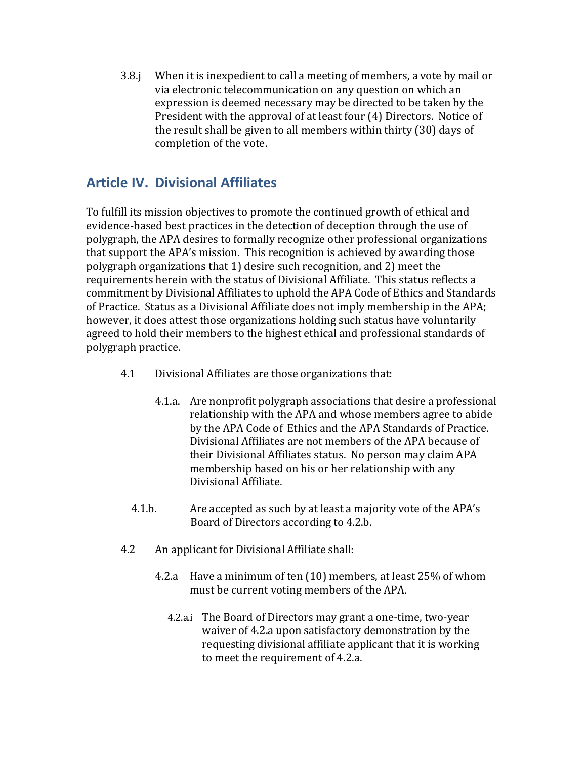3.8.j When it is inexpedient to call a meeting of members, a vote by mail or via electronic telecommunication on any question on which an expression is deemed necessary may be directed to be taken by the President with the approval of at least four (4) Directors. Notice of the result shall be given to all members within thirty (30) days of completion of the vote.

## Article IV. Divisional Affiliates

To fulfill its mission objectives to promote the continued growth of ethical and evidence-based best practices in the detection of deception through the use of polygraph, the APA desires to formally recognize other professional organizations that support the APA's mission. This recognition is achieved by awarding those polygraph organizations that 1) desire such recognition, and 2) meet the requirements herein with the status of Divisional Affiliate. This status reflects a commitment by Divisional Affiliates to uphold the APA Code of Ethics and Standards of Practice. Status as a Divisional Affiliate does not imply membership in the APA; however, it does attest those organizations holding such status have voluntarily agreed to hold their members to the highest ethical and professional standards of polygraph practice.

4.1 Divisional Affiliates are those organizations that:

4.1.a. Are nonprofit polygraph associations that desire a professional relationship with the APA and whose members agree to abide by the APA Code of Ethics and the APA Standards of Practice. Divisional Affiliates are not members of the APA because of their Divisional Affiliates status. No person may claim APA membership based on his or her relationship with any Divisional Affiliate.

4.1.b. Are accepted as such by at least a majority vote of the APA's Board of Directors according to 4.2.b.

4.2 An applicant for Divisional Affiliate shall:

4.2.a Have a minimum of ten (10) members, at least 25% of whom must be current voting members of the APA.

4.2.a.i The Board of Directors may grant a one-time, two-year waiver of 4.2.a upon satisfactory demonstration by the requesting divisional affiliate applicant that it is working to meet the requirement of 4.2.a.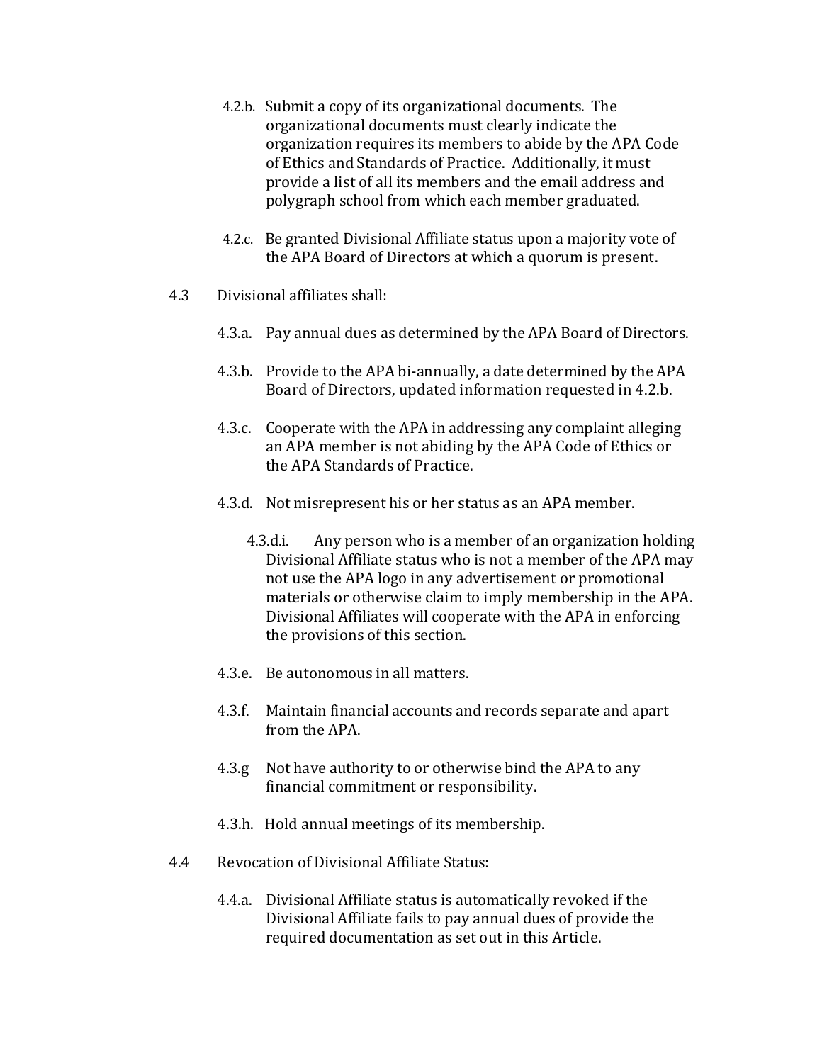4.2.b. Submit a copy of its organizational documents. The organizational documents must clearly indicate the organization requires its members to abide by the APA Code of Ethics and Standards of Practice. Additionally, it must provide a list of all its members and the email address and polygraph school from which each member graduated.

4.2.c. Be granted Divisional Affiliate status upon a majority vote of the APA Board of Directors at which a quorum is present.

4.3 Divisional affiliates shall:

4.3.a. Pay annual dues as determined by the APA Board of Directors.

4.3.b. Provide to the APA bi-annually, a date determined by the APA Board of Directors, updated information requested in 4.2.b.

4.3.c. Cooperate with the APA in addressing any complaint alleging an APA member is not abiding by the APA Code of Ethics or the APA Standards of Practice.

4.3.d. Not misrepresent his or her status as an APA member.

4.3.d.i. Any person who is a member of an organization holding Divisional Affiliate status who is not a member of the APA may not use the APA logo in any advertisement or promotional materials or otherwise claim to imply membership in the APA. Divisional Affiliates will cooperate with the APA in enforcing the provisions of this section.

4.3.e. Be autonomous in all matters.

4.3.f. Maintain financial accounts and records separate and apart from the APA.

4.3.g Not have authority to or otherwise bind the APA to any financial commitment or responsibility.

4.3.h. Hold annual meetings of its membership.

4.4 Revocation of Divisional Affiliate Status:

4.4.a. Divisional Affiliate status is automatically revoked if the Divisional Affiliate fails to pay annual dues of provide the required documentation as set out in this Article.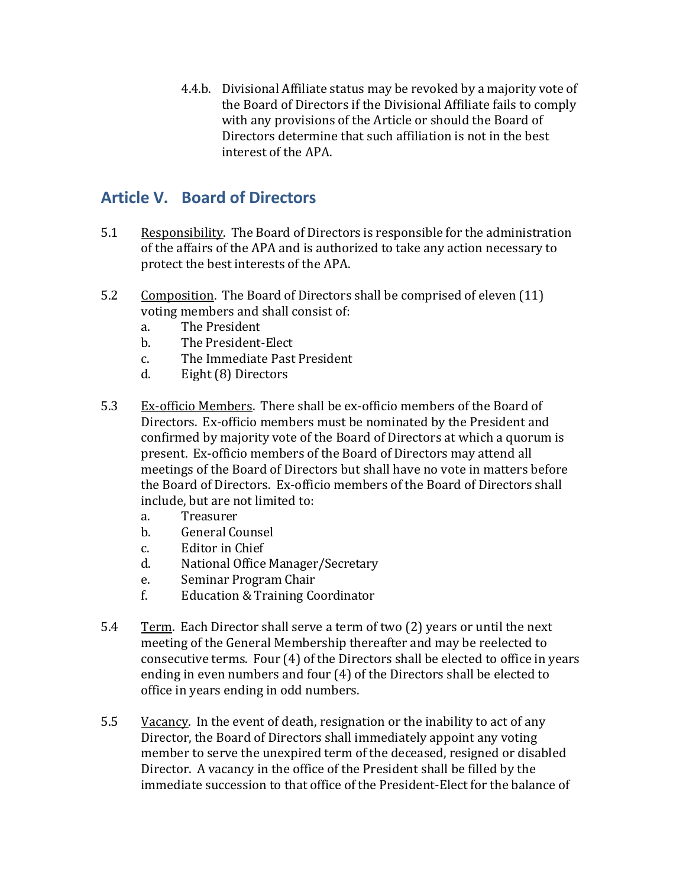4.4.b. Divisional Affiliate status may be revoked by a majority vote of the Board of Directors if the Divisional Affiliate fails to comply with any provisions of the Article or should the Board of Directors determine that such affiliation is not in the best interest of the APA.

## Article V. Board of Directors

5.1 Responsibility. The Board of Directors is responsible for the administration of the affairs of the APA and is authorized to take any action necessary to protect the best interests of the APA.

5.2 Composition. The Board of Directors shall be comprised of eleven (11) voting members and shall consist of:

a. The President
b. The President-Elect
c. The Immediate Past President
d. Eight (8) Directors

5.3 Ex-officio Members. There shall be ex-officio members of the Board of Directors. Ex-officio members must be nominated by the President and confirmed by majority vote of the Board of Directors at which a quorum is present. Ex-officio members of the Board of Directors may attend all meetings of the Board of Directors but shall have no vote in matters before the Board of Directors. Ex-officio members of the Board of Directors shall include, but are not limited to:

a. Treasurer
b. General Counsel
c. Editor in Chief
d. National Office Manager/Secretary
e. Seminar Program Chair
f. Education & Training Coordinator

5.4 Term. Each Director shall serve a term of two (2) years or until the next meeting of the General Membership thereafter and may be reelected to consecutive terms. Four (4) of the Directors shall be elected to office in years ending in even numbers and four (4) of the Directors shall be elected to office in years ending in odd numbers.

5.5 Vacancy. In the event of death, resignation or the inability to act of any Director, the Board of Directors shall immediately appoint any voting member to serve the unexpired term of the deceased, resigned or disabled Director. A vacancy in the office of the President shall be filled by the immediate succession to that office of the President-Elect for the balance of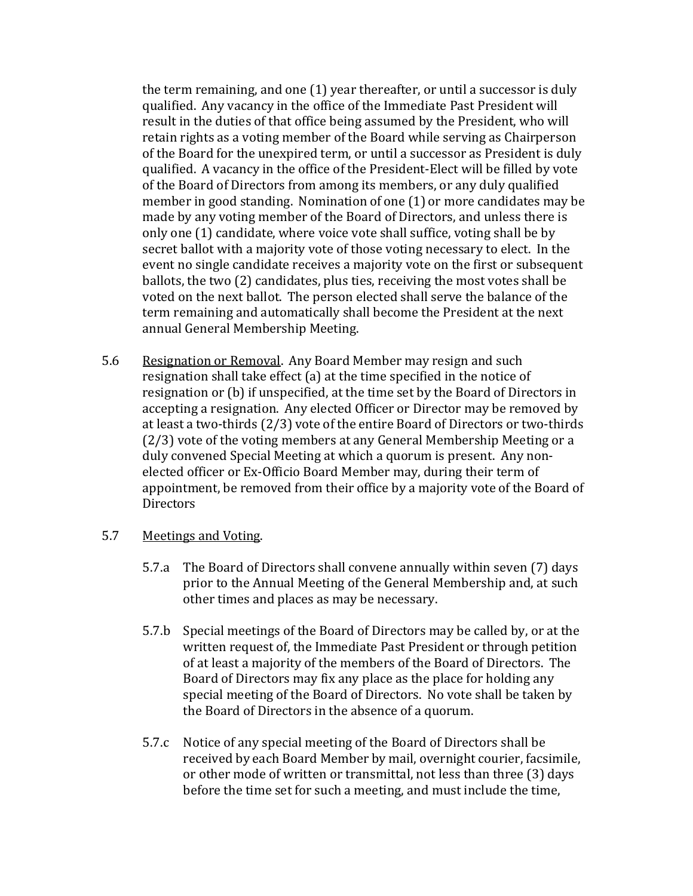the term remaining, and one (1) year thereafter, or until a successor is duly qualified. Any vacancy in the office of the Immediate Past President will result in the duties of that office being assumed by the President, who will retain rights as a voting member of the Board while serving as Chairperson of the Board for the unexpired term, or until a successor as President is duly qualified. A vacancy in the office of the President-Elect will be filled by vote of the Board of Directors from among its members, or any duly qualified member in good standing. Nomination of one (1) or more candidates may be made by any voting member of the Board of Directors, and unless there is only one (1) candidate, where voice vote shall suffice, voting shall be by secret ballot with a majority vote of those voting necessary to elect. In the event no single candidate receives a majority vote on the first or subsequent ballots, the two (2) candidates, plus ties, receiving the most votes shall be voted on the next ballot. The person elected shall serve the balance of the term remaining and automatically shall become the President at the next annual General Membership Meeting.

5.6 Resignation or Removal. Any Board Member may resign and such resignation shall take effect (a) at the time specified in the notice of resignation or (b) if unspecified, at the time set by the Board of Directors in accepting a resignation. Any elected Officer or Director may be removed by at least a two-thirds (2/3) vote of the entire Board of Directors or two-thirds (2/3) vote of the voting members at any General Membership Meeting or a duly convened Special Meeting at which a quorum is present. Any non-elected officer or Ex-Officio Board Member may, during their term of appointment, be removed from their office by a majority vote of the Board of Directors

5.7 Meetings and Voting.

5.7.a The Board of Directors shall convene annually within seven (7) days prior to the Annual Meeting of the General Membership and, at such other times and places as may be necessary.

5.7.b Special meetings of the Board of Directors may be called by, or at the written request of, the Immediate Past President or through petition of at least a majority of the members of the Board of Directors. The Board of Directors may fix any place as the place for holding any special meeting of the Board of Directors. No vote shall be taken by the Board of Directors in the absence of a quorum.

5.7.c Notice of any special meeting of the Board of Directors shall be received by each Board Member by mail, overnight courier, facsimile, or other mode of written or transmittal, not less than three (3) days before the time set for such a meeting, and must include the time,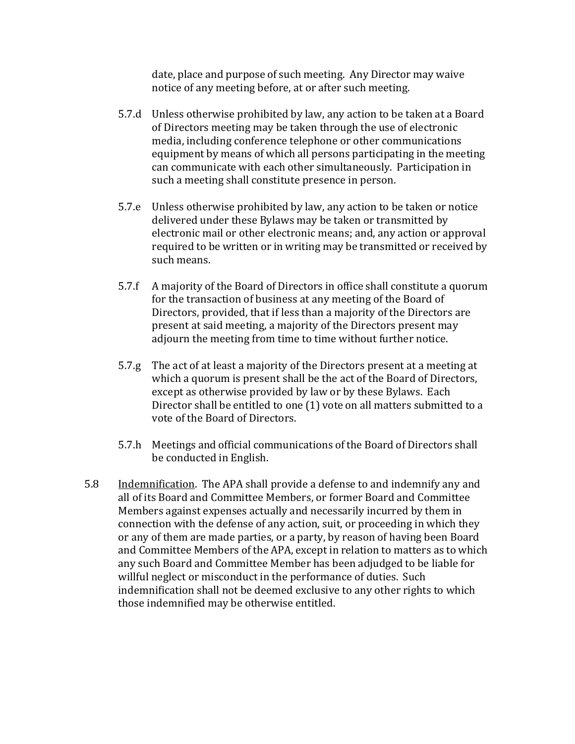date, place and purpose of such meeting. Any Director may waive notice of any meeting before, at or after such meeting.

5.7.d Unless otherwise prohibited by law, any action to be taken at a Board of Directors meeting may be taken through the use of electronic media, including conference telephone or other communications equipment by means of which all persons participating in the meeting can communicate with each other simultaneously. Participation in such a meeting shall constitute presence in person.

5.7.e Unless otherwise prohibited by law, any action to be taken or notice delivered under these Bylaws may be taken or transmitted by electronic mail or other electronic means; and, any action or approval required to be written or in writing may be transmitted or received by such means.

5.7.f A majority of the Board of Directors in office shall constitute a quorum for the transaction of business at any meeting of the Board of Directors, provided, that if less than a majority of the Directors are present at said meeting, a majority of the Directors present may adjourn the meeting from time to time without further notice.

5.7.g The act of at least a majority of the Directors present at a meeting at which a quorum is present shall be the act of the Board of Directors, except as otherwise provided by law or by these Bylaws. Each Director shall be entitled to one (1) vote on all matters submitted to a vote of the Board of Directors.

5.7.h Meetings and official communications of the Board of Directors shall be conducted in English.

5.8 Indemnification. The APA shall provide a defense to and indemnify any and all of its Board and Committee Members, or former Board and Committee Members against expenses actually and necessarily incurred by them in connection with the defense of any action, suit, or proceeding in which they or any of them are made parties, or a party, by reason of having been Board and Committee Members of the APA, except in relation to matters as to which any such Board and Committee Member has been adjudged to be liable for willful neglect or misconduct in the performance of duties. Such indemnification shall not be deemed exclusive to any other rights to which those indemnified may be otherwise entitled.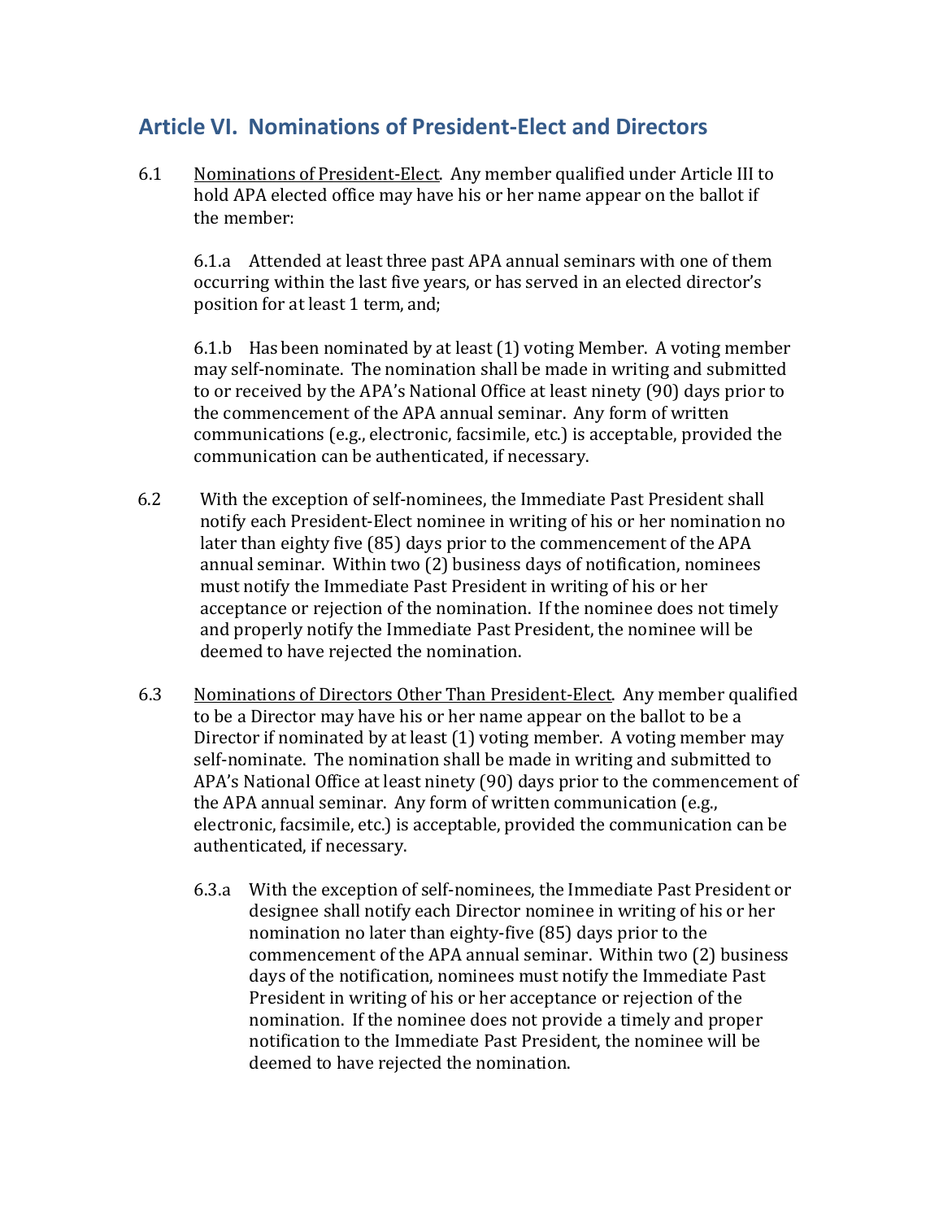## Article VI. Nominations of President-Elect and Directors

6.1 Nominations of President-Elect. Any member qualified under Article III to hold APA elected office may have his or her name appear on the ballot if the member:

6.1.a Attended at least three past APA annual seminars with one of them occurring within the last five years, or has served in an elected director's position for at least 1 term, and;

6.1.b Has been nominated by at least (1) voting Member. A voting member may self-nominate. The nomination shall be made in writing and submitted to or received by the APA's National Office at least ninety (90) days prior to the commencement of the APA annual seminar. Any form of written communications (e.g., electronic, facsimile, etc.) is acceptable, provided the communication can be authenticated, if necessary.

6.2 With the exception of self-nominees, the Immediate Past President shall notify each President-Elect nominee in writing of his or her nomination no later than eighty five (85) days prior to the commencement of the APA annual seminar. Within two (2) business days of notification, nominees must notify the Immediate Past President in writing of his or her acceptance or rejection of the nomination. If the nominee does not timely and properly notify the Immediate Past President, the nominee will be deemed to have rejected the nomination.

6.3 Nominations of Directors Other Than President-Elect. Any member qualified to be a Director may have his or her name appear on the ballot to be a Director if nominated by at least (1) voting member. A voting member may self-nominate. The nomination shall be made in writing and submitted to APA's National Office at least ninety (90) days prior to the commencement of the APA annual seminar. Any form of written communication (e.g., electronic, facsimile, etc.) is acceptable, provided the communication can be authenticated, if necessary.

6.3.a With the exception of self-nominees, the Immediate Past President or designee shall notify each Director nominee in writing of his or her nomination no later than eighty-five (85) days prior to the commencement of the APA annual seminar. Within two (2) business days of the notification, nominees must notify the Immediate Past President in writing of his or her acceptance or rejection of the nomination. If the nominee does not provide a timely and proper notification to the Immediate Past President, the nominee will be deemed to have rejected the nomination.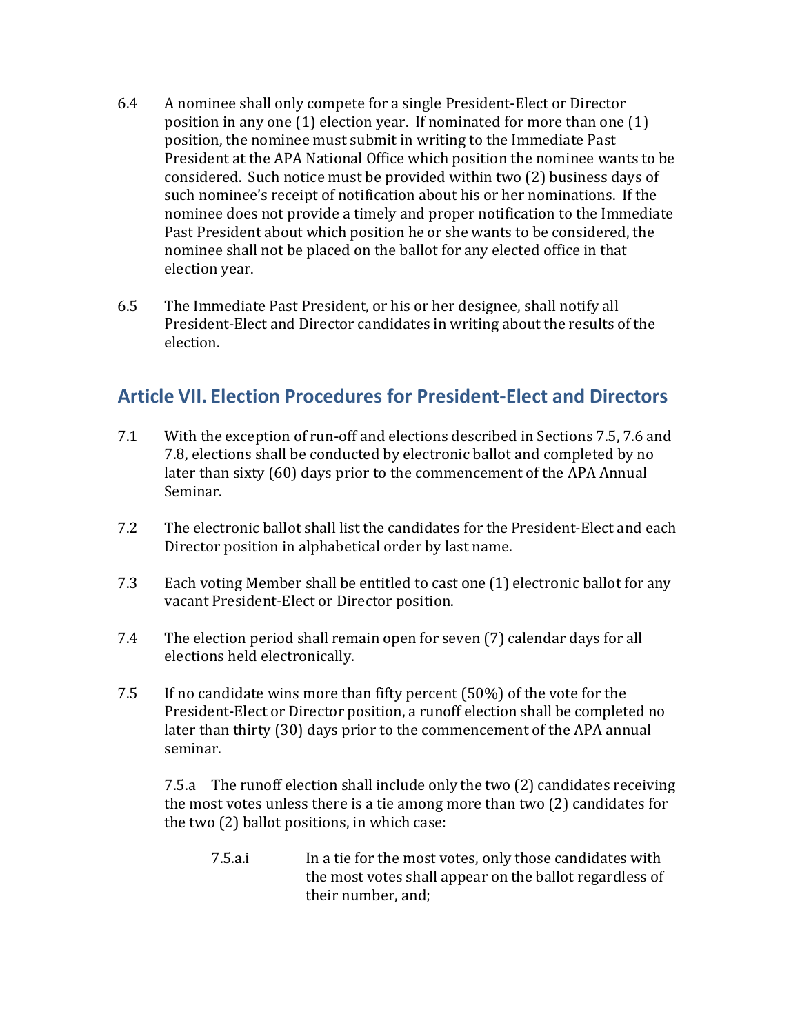6.4 A nominee shall only compete for a single President-Elect or Director position in any one (1) election year. If nominated for more than one (1) position, the nominee must submit in writing to the Immediate Past President at the APA National Office which position the nominee wants to be considered. Such notice must be provided within two (2) business days of such nominee's receipt of notification about his or her nominations. If the nominee does not provide a timely and proper notification to the Immediate Past President about which position he or she wants to be considered, the nominee shall not be placed on the ballot for any elected office in that election year.

6.5 The Immediate Past President, or his or her designee, shall notify all President-Elect and Director candidates in writing about the results of the election.

## Article VII. Election Procedures for President-Elect and Directors

7.1 With the exception of run-off and elections described in Sections 7.5, 7.6 and 7.8, elections shall be conducted by electronic ballot and completed by no later than sixty (60) days prior to the commencement of the APA Annual Seminar.

7.2 The electronic ballot shall list the candidates for the President-Elect and each Director position in alphabetical order by last name.

7.3 Each voting Member shall be entitled to cast one (1) electronic ballot for any vacant President-Elect or Director position.

7.4 The election period shall remain open for seven (7) calendar days for all elections held electronically.

7.5 If no candidate wins more than fifty percent (50%) of the vote for the President-Elect or Director position, a runoff election shall be completed no later than thirty (30) days prior to the commencement of the APA annual seminar.

> 7.5.a The runoff election shall include only the two (2) candidates receiving the most votes unless there is a tie among more than two (2) candidates for the two (2) ballot positions, in which case:
>
> > 7.5.a.i In a tie for the most votes, only those candidates with the most votes shall appear on the ballot regardless of their number, and;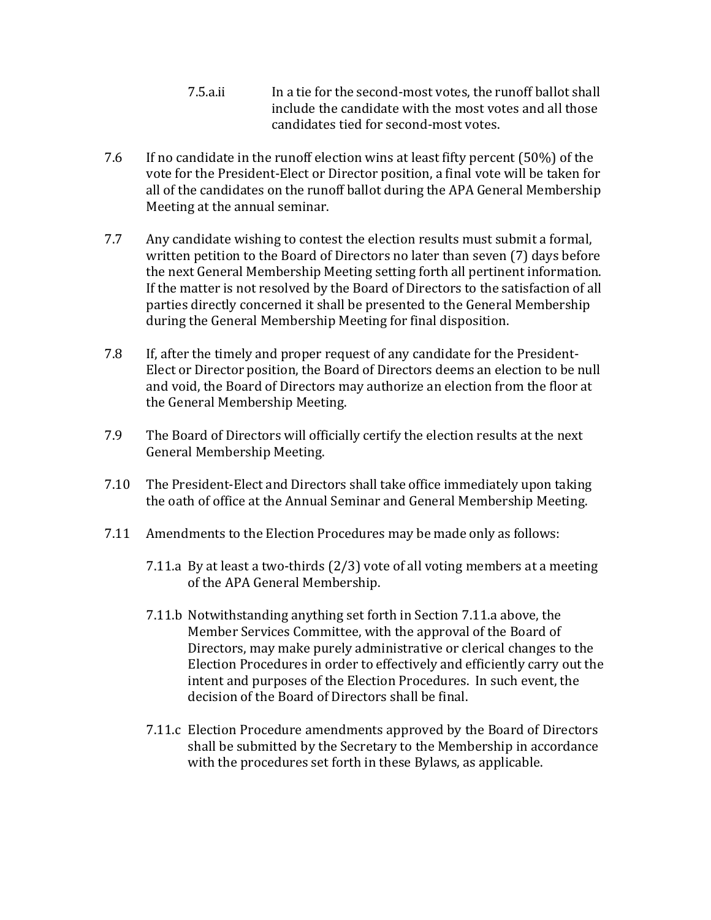7.5.a.ii In a tie for the second-most votes, the runoff ballot shall include the candidate with the most votes and all those candidates tied for second-most votes.

7.6 If no candidate in the runoff election wins at least fifty percent (50%) of the vote for the President-Elect or Director position, a final vote will be taken for all of the candidates on the runoff ballot during the APA General Membership Meeting at the annual seminar.

7.7 Any candidate wishing to contest the election results must submit a formal, written petition to the Board of Directors no later than seven (7) days before the next General Membership Meeting setting forth all pertinent information. If the matter is not resolved by the Board of Directors to the satisfaction of all parties directly concerned it shall be presented to the General Membership during the General Membership Meeting for final disposition.

7.8 If, after the timely and proper request of any candidate for the President-Elect or Director position, the Board of Directors deems an election to be null and void, the Board of Directors may authorize an election from the floor at the General Membership Meeting.

7.9 The Board of Directors will officially certify the election results at the next General Membership Meeting.

7.10 The President-Elect and Directors shall take office immediately upon taking the oath of office at the Annual Seminar and General Membership Meeting.

7.11 Amendments to the Election Procedures may be made only as follows:

7.11.a By at least a two-thirds (2/3) vote of all voting members at a meeting of the APA General Membership.

7.11.b Notwithstanding anything set forth in Section 7.11.a above, the Member Services Committee, with the approval of the Board of Directors, may make purely administrative or clerical changes to the Election Procedures in order to effectively and efficiently carry out the intent and purposes of the Election Procedures. In such event, the decision of the Board of Directors shall be final.

7.11.c Election Procedure amendments approved by the Board of Directors shall be submitted by the Secretary to the Membership in accordance with the procedures set forth in these Bylaws, as applicable.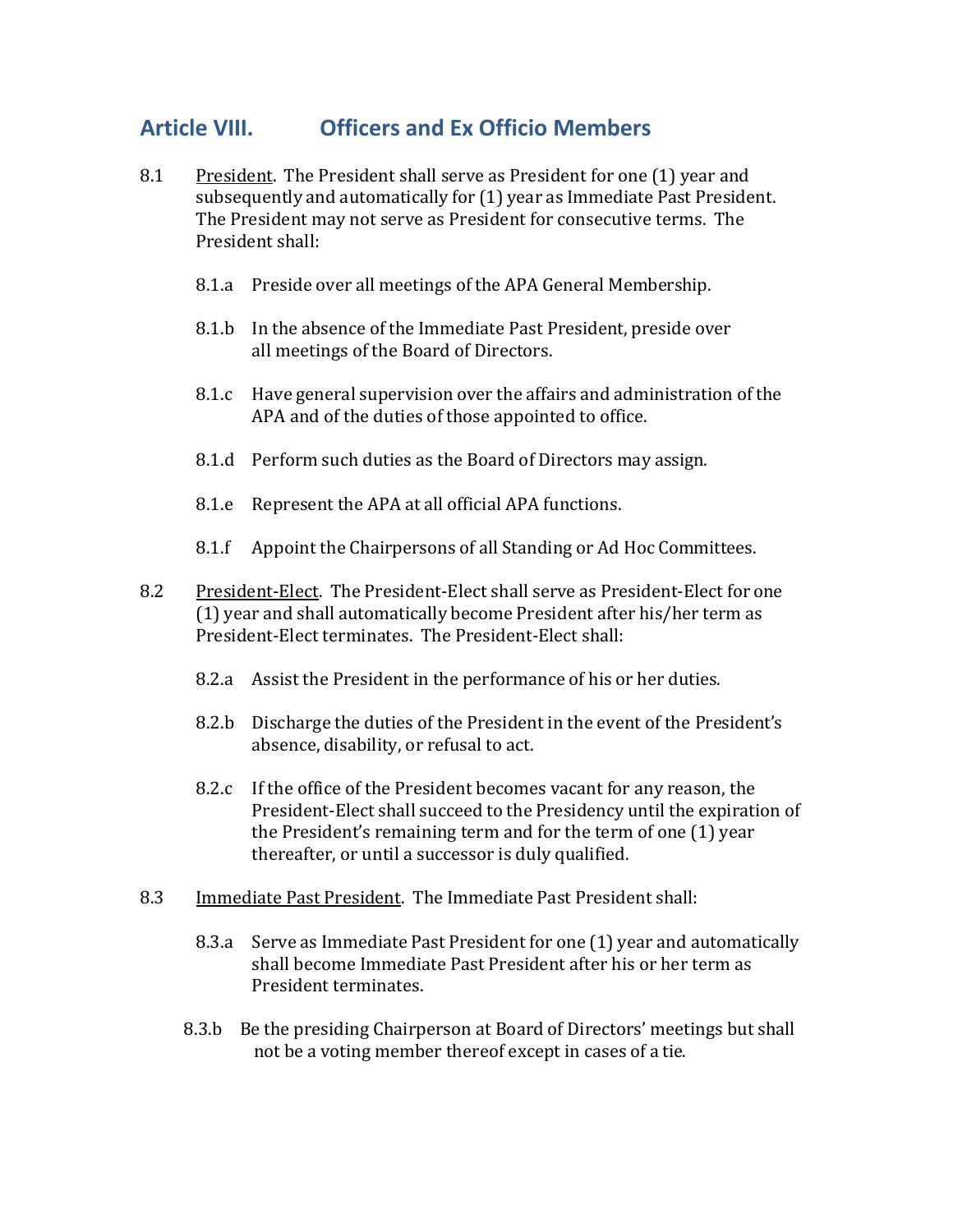## Article VIII. Officers and Ex Officio Members

8.1 President. The President shall serve as President for one (1) year and subsequently and automatically for (1) year as Immediate Past President. The President may not serve as President for consecutive terms. The President shall:

- 8.1.a Preside over all meetings of the APA General Membership.
- 8.1.b In the absence of the Immediate Past President, preside over all meetings of the Board of Directors.
- 8.1.c Have general supervision over the affairs and administration of the APA and of the duties of those appointed to office.
- 8.1.d Perform such duties as the Board of Directors may assign.
- 8.1.e Represent the APA at all official APA functions.
- 8.1.f Appoint the Chairpersons of all Standing or Ad Hoc Committees.

8.2 President-Elect. The President-Elect shall serve as President-Elect for one (1) year and shall automatically become President after his/her term as President-Elect terminates. The President-Elect shall:

- 8.2.a Assist the President in the performance of his or her duties.
- 8.2.b Discharge the duties of the President in the event of the President's absence, disability, or refusal to act.
- 8.2.c If the office of the President becomes vacant for any reason, the President-Elect shall succeed to the Presidency until the expiration of the President's remaining term and for the term of one (1) year thereafter, or until a successor is duly qualified.

8.3 Immediate Past President. The Immediate Past President shall:

- 8.3.a Serve as Immediate Past President for one (1) year and automatically shall become Immediate Past President after his or her term as President terminates.
- 8.3.b Be the presiding Chairperson at Board of Directors' meetings but shall not be a voting member thereof except in cases of a tie.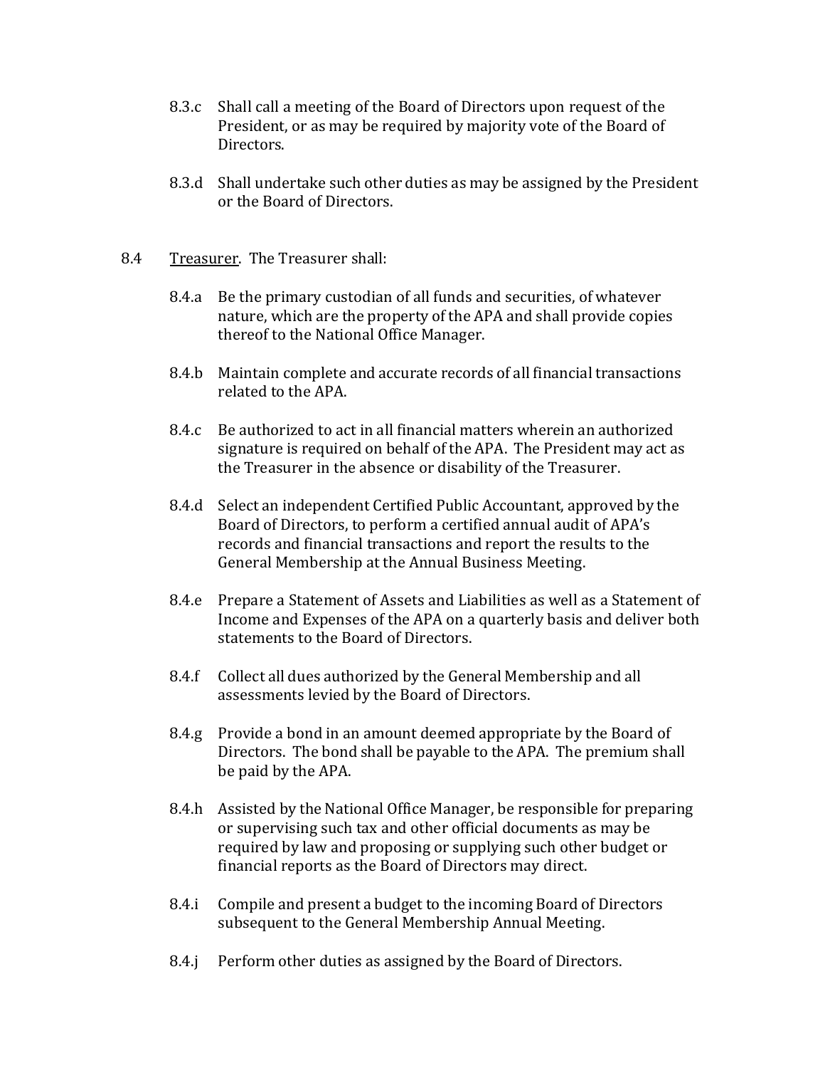8.3.c Shall call a meeting of the Board of Directors upon request of the President, or as may be required by majority vote of the Board of Directors.

8.3.d Shall undertake such other duties as may be assigned by the President or the Board of Directors.

8.4 <u>Treasurer</u>. The Treasurer shall:

8.4.a Be the primary custodian of all funds and securities, of whatever nature, which are the property of the APA and shall provide copies thereof to the National Office Manager.

8.4.b Maintain complete and accurate records of all financial transactions related to the APA.

8.4.c Be authorized to act in all financial matters wherein an authorized signature is required on behalf of the APA. The President may act as the Treasurer in the absence or disability of the Treasurer.

8.4.d Select an independent Certified Public Accountant, approved by the Board of Directors, to perform a certified annual audit of APA's records and financial transactions and report the results to the General Membership at the Annual Business Meeting.

8.4.e Prepare a Statement of Assets and Liabilities as well as a Statement of Income and Expenses of the APA on a quarterly basis and deliver both statements to the Board of Directors.

8.4.f Collect all dues authorized by the General Membership and all assessments levied by the Board of Directors.

8.4.g Provide a bond in an amount deemed appropriate by the Board of Directors. The bond shall be payable to the APA. The premium shall be paid by the APA.

8.4.h Assisted by the National Office Manager, be responsible for preparing or supervising such tax and other official documents as may be required by law and proposing or supplying such other budget or financial reports as the Board of Directors may direct.

8.4.i Compile and present a budget to the incoming Board of Directors subsequent to the General Membership Annual Meeting.

8.4.j Perform other duties as assigned by the Board of Directors.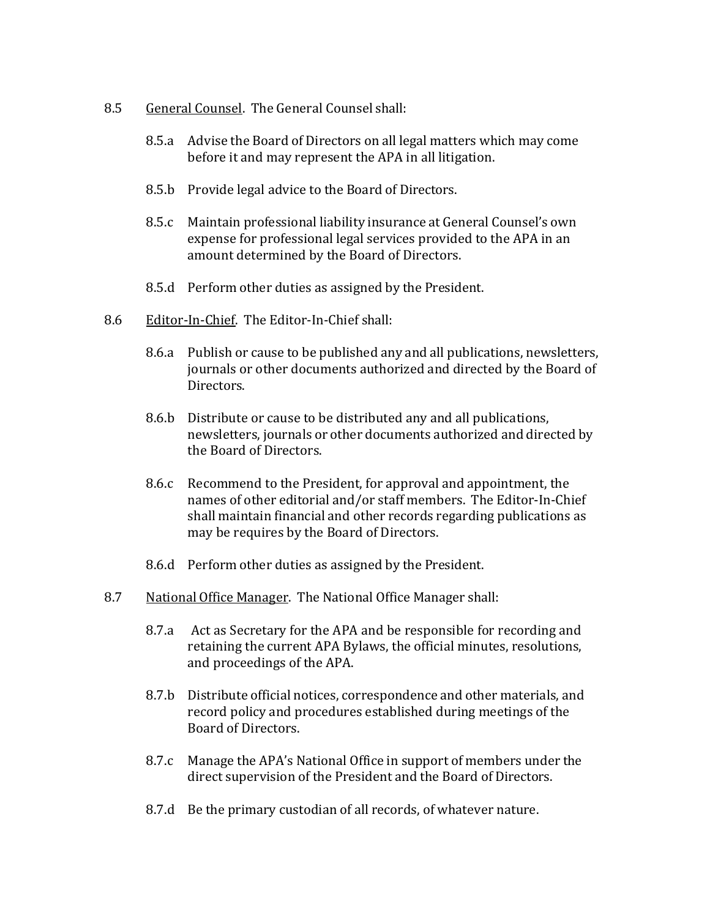8.5 <u>General Counsel</u>. The General Counsel shall:

- 8.5.a Advise the Board of Directors on all legal matters which may come before it and may represent the APA in all litigation.
- 8.5.b Provide legal advice to the Board of Directors.
- 8.5.c Maintain professional liability insurance at General Counsel's own expense for professional legal services provided to the APA in an amount determined by the Board of Directors.
- 8.5.d Perform other duties as assigned by the President.

8.6 <u>Editor-In-Chief</u>. The Editor-In-Chief shall:

- 8.6.a Publish or cause to be published any and all publications, newsletters, journals or other documents authorized and directed by the Board of Directors.
- 8.6.b Distribute or cause to be distributed any and all publications, newsletters, journals or other documents authorized and directed by the Board of Directors.
- 8.6.c Recommend to the President, for approval and appointment, the names of other editorial and/or staff members. The Editor-In-Chief shall maintain financial and other records regarding publications as may be requires by the Board of Directors.
- 8.6.d Perform other duties as assigned by the President.

8.7 <u>National Office Manager</u>. The National Office Manager shall:

- 8.7.a Act as Secretary for the APA and be responsible for recording and retaining the current APA Bylaws, the official minutes, resolutions, and proceedings of the APA.
- 8.7.b Distribute official notices, correspondence and other materials, and record policy and procedures established during meetings of the Board of Directors.
- 8.7.c Manage the APA's National Office in support of members under the direct supervision of the President and the Board of Directors.
- 8.7.d Be the primary custodian of all records, of whatever nature.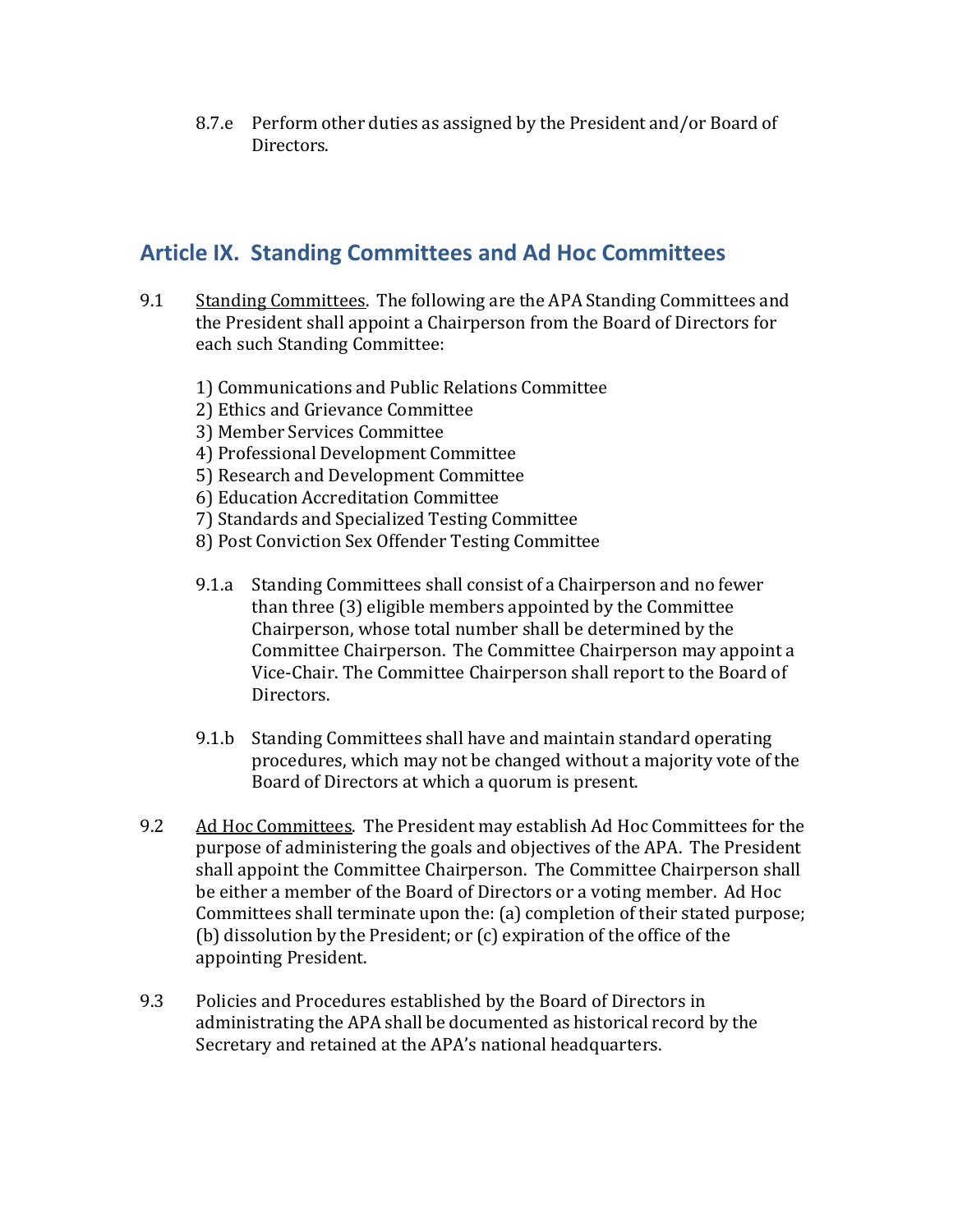8.7.e Perform other duties as assigned by the President and/or Board of Directors.

## Article IX. Standing Committees and Ad Hoc Committees

9.1 Standing Committees. The following are the APA Standing Committees and the President shall appoint a Chairperson from the Board of Directors for each such Standing Committee:

1) Communications and Public Relations Committee
2) Ethics and Grievance Committee
3) Member Services Committee
4) Professional Development Committee
5) Research and Development Committee
6) Education Accreditation Committee
7) Standards and Specialized Testing Committee
8) Post Conviction Sex Offender Testing Committee

9.1.a Standing Committees shall consist of a Chairperson and no fewer than three (3) eligible members appointed by the Committee Chairperson, whose total number shall be determined by the Committee Chairperson. The Committee Chairperson may appoint a Vice-Chair. The Committee Chairperson shall report to the Board of Directors.

9.1.b Standing Committees shall have and maintain standard operating procedures, which may not be changed without a majority vote of the Board of Directors at which a quorum is present.

9.2 Ad Hoc Committees. The President may establish Ad Hoc Committees for the purpose of administering the goals and objectives of the APA. The President shall appoint the Committee Chairperson. The Committee Chairperson shall be either a member of the Board of Directors or a voting member. Ad Hoc Committees shall terminate upon the: (a) completion of their stated purpose; (b) dissolution by the President; or (c) expiration of the office of the appointing President.

9.3 Policies and Procedures established by the Board of Directors in administrating the APA shall be documented as historical record by the Secretary and retained at the APA's national headquarters.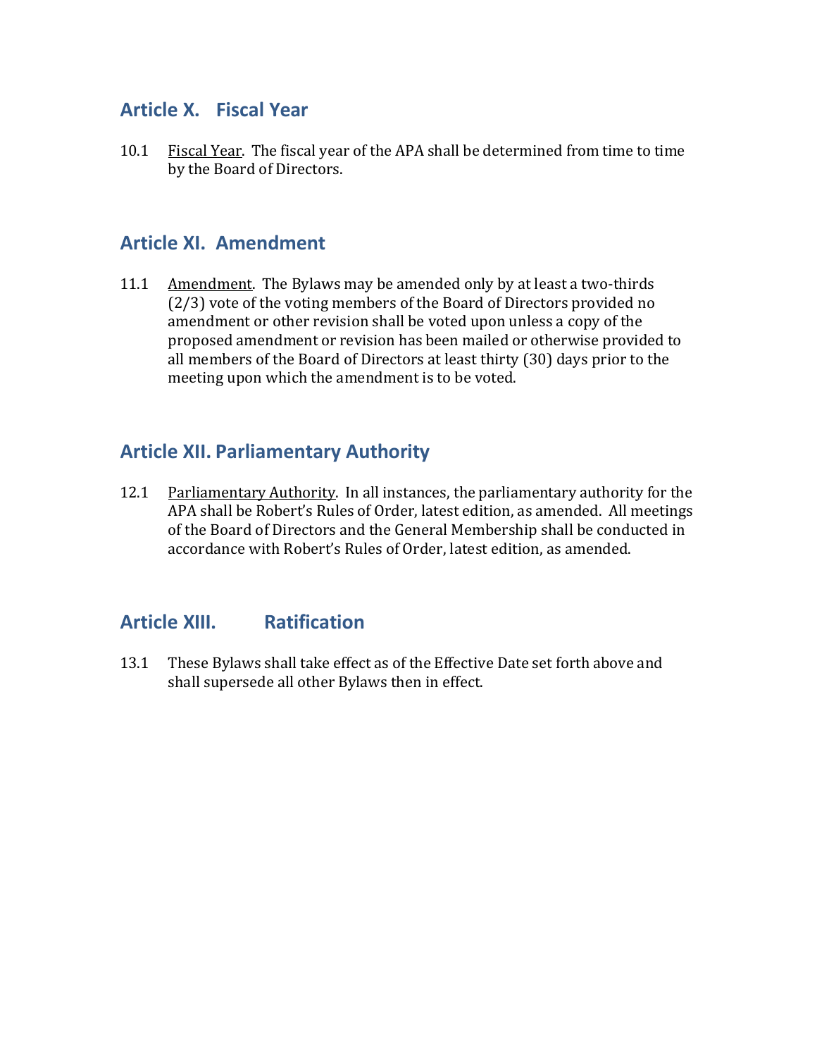## Article X. Fiscal Year

10.1 Fiscal Year. The fiscal year of the APA shall be determined from time to time by the Board of Directors.

## Article XI. Amendment

11.1 Amendment. The Bylaws may be amended only by at least a two-thirds (2/3) vote of the voting members of the Board of Directors provided no amendment or other revision shall be voted upon unless a copy of the proposed amendment or revision has been mailed or otherwise provided to all members of the Board of Directors at least thirty (30) days prior to the meeting upon which the amendment is to be voted.

## Article XII. Parliamentary Authority

12.1 Parliamentary Authority. In all instances, the parliamentary authority for the APA shall be Robert's Rules of Order, latest edition, as amended. All meetings of the Board of Directors and the General Membership shall be conducted in accordance with Robert's Rules of Order, latest edition, as amended.

## Article XIII. Ratification

13.1 These Bylaws shall take effect as of the Effective Date set forth above and shall supersede all other Bylaws then in effect.